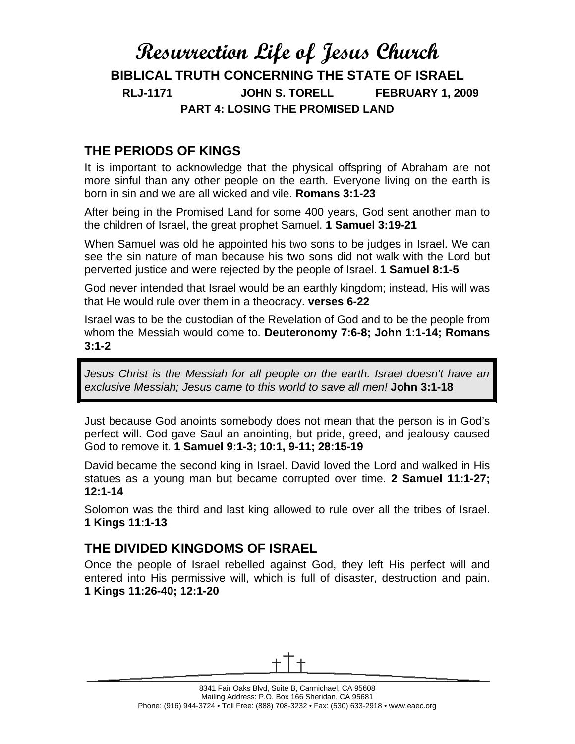# Resurrection Life of Jesus Church

## BIBLICAL TRUTH CONCERNING THE STATE OF ISRAEL

**RLJ-1171 JOHN S. TORELL FEBRUARY 1, 2009**

**PART 4: LOSING THE PROMISED LAND**

## THE PERIODS OF KINGS

It is important to acknowledge that the physical offspring of Abraham are not more sinful than any other people on the earth. Everyone living on the earth is born in sin and we are all wicked and vile. **Romans 3:1-23**

After being in the Promised Land for some 400 years, God sent another man to the children of Israel, the great prophet Samuel. **1 Samuel 3:19-21**

When Samuel was old he appointed his two sons to be judges in Israel. We can see the sin nature of man because his two sons did not walk with the Lord but perverted justice and were rejected by the people of Israel. **1 Samuel 8:1-5**

God never intended that Israel would be an earthly kingdom; instead, His will was that He would rule over them in a theocracy. **verses 6-22**

Israel was to be the custodian of the Revelation of God and to be the people from whom the Messiah would come to. **Deuteronomy 7:6-8; John 1:1-14; Romans 3:1-2**

> *Jesus Christ is the Messiah for all people on the earth. Israel doesn't have an exclusive Messiah; Jesus came to this world to save all men!* **John 3:1-18**

Just because God anoints somebody does not mean that the person is in God's perfect will. God gave Saul an anointing, but pride, greed, and jealousy caused God to remove it. **1 Samuel 9:1-3; 10:1, 9-11; 28:15-19**

David became the second king in Israel. David loved the Lord and walked in His statues as a young man but became corrupted over time. **2 Samuel 11:1-27; 12:1-14**

Solomon was the third and last king allowed to rule over all the tribes of Israel. **1 Kings 11:1-13**

## THE DIVIDED KINGDOMS OF ISRAEL

Once the people of Israel rebelled against God, they left His perfect will and entered into His permissive will, which is full of disaster, destruction and pain. **1 Kings 11:26-40; 12:1-20**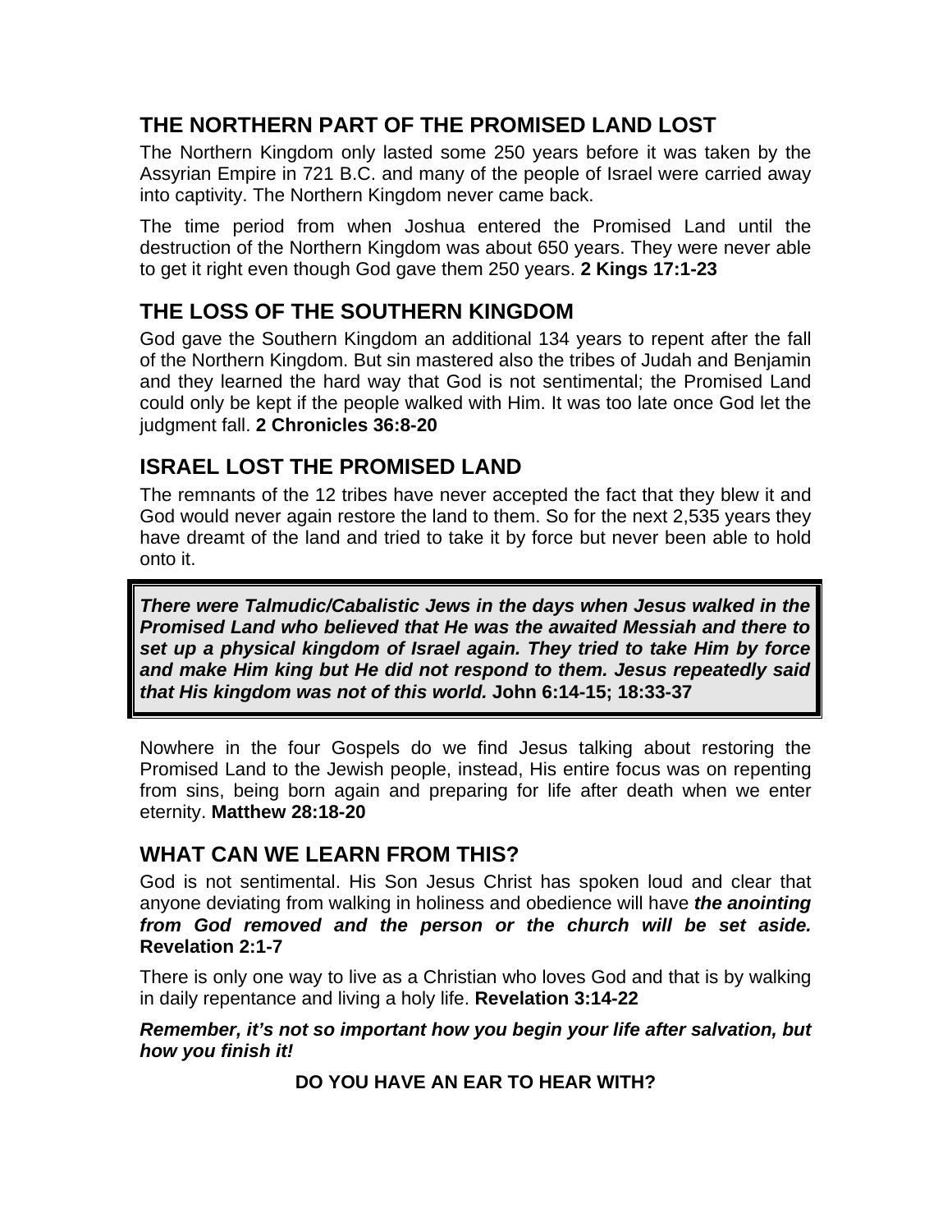## THE NORTHERN PART OF THE PROMISED LAND LOST

The Northern Kingdom only lasted some 250 years before it was taken by the Assyrian Empire in 721 B.C. and many of the people of Israel were carried away into captivity. The Northern Kingdom never came back.

The time period from when Joshua entered the Promised Land until the destruction of the Northern Kingdom was about 650 years. They were never able to get it right even though God gave them 250 years. **2 Kings 17:1-23**

## THE LOSS OF THE SOUTHERN KINGDOM

God gave the Southern Kingdom an additional 134 years to repent after the fall of the Northern Kingdom. But sin mastered also the tribes of Judah and Benjamin and they learned the hard way that God is not sentimental; the Promised Land could only be kept if the people walked with Him. It was too late once God let the judgment fall. **2 Chronicles 36:8-20**

## ISRAEL LOST THE PROMISED LAND

The remnants of the 12 tribes have never accepted the fact that they blew it and God would never again restore the land to them. So for the next 2,535 years they have dreamt of the land and tried to take it by force but never been able to hold onto it.

> ***There were Talmudic/Cabalistic Jews in the days when Jesus walked in the Promised Land who believed that He was the awaited Messiah and there to set up a physical kingdom of Israel again. They tried to take Him by force and make Him king but He did not respond to them. Jesus repeatedly said that His kingdom was not of this world.*** **John 6:14-15; 18:33-37**

Nowhere in the four Gospels do we find Jesus talking about restoring the Promised Land to the Jewish people, instead, His entire focus was on repenting from sins, being born again and preparing for life after death when we enter eternity. **Matthew 28:18-20**

## WHAT CAN WE LEARN FROM THIS?

God is not sentimental. His Son Jesus Christ has spoken loud and clear that anyone deviating from walking in holiness and obedience will have ***the anointing from God removed and the person or the church will be set aside.*** **Revelation 2:1-7**

There is only one way to live as a Christian who loves God and that is by walking in daily repentance and living a holy life. **Revelation 3:14-22**

***Remember, it's not so important how you begin your life after salvation, but how you finish it!***

**DO YOU HAVE AN EAR TO HEAR WITH?**